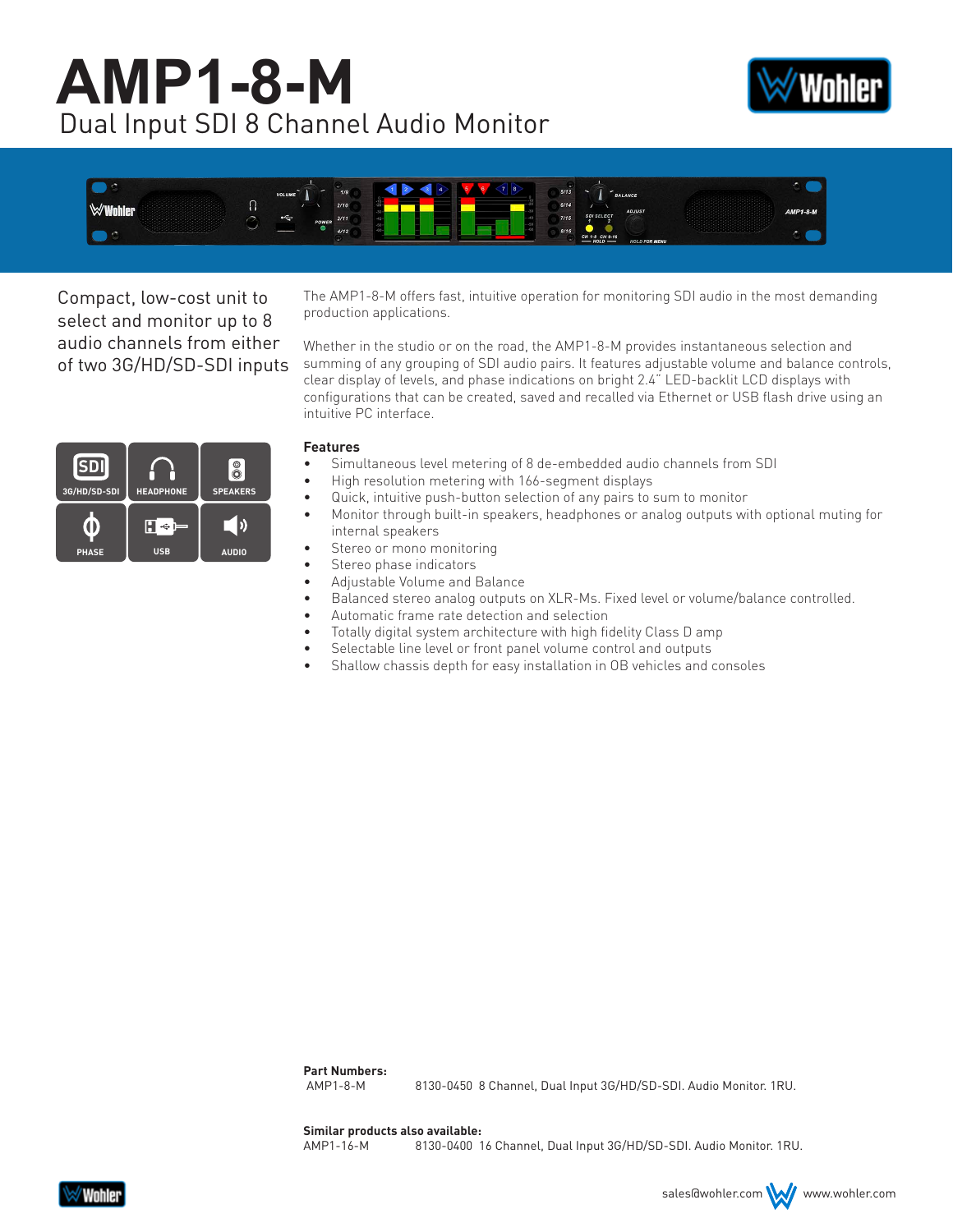# AMP1-8-M

## Dual Input SDI 8 Channel Audio Monitor

Compact, low-cost unit to select and monitor up to 8 audio channels from either of two 3G/HD/SD-SDI inputs

3G/HD/SD-SDI | HEADPHONE | SPEAKERS | PHASE | USB | AUDIO

The AMP1-8-M offers fast, intuitive operation for monitoring SDI audio in the most demanding production applications.

Whether in the studio or on the road, the AMP1-8-M provides instantaneous selection and summing of any grouping of SDI audio pairs. It features adjustable volume and balance controls, clear display of levels, and phase indications on bright 2.4" LED-backlit LCD displays with configurations that can be created, saved and recalled via Ethernet or USB flash drive using an intuitive PC interface.

**Features**

- Simultaneous level metering of 8 de-embedded audio channels from SDI
- High resolution metering with 166-segment displays
- Quick, intuitive push-button selection of any pairs to sum to monitor
- Monitor through built-in speakers, headphones or analog outputs with optional muting for internal speakers
- Stereo or mono monitoring
- Stereo phase indicators
- Adjustable Volume and Balance
- Balanced stereo analog outputs on XLR-Ms. Fixed level or volume/balance controlled.
- Automatic frame rate detection and selection
- Totally digital system architecture with high fidelity Class D amp
- Selectable line level or front panel volume control and outputs
- Shallow chassis depth for easy installation in OB vehicles and consoles

**Part Numbers:**

| | | |
|---|---|---|
| AMP1-8-M | 8130-0450 | 8 Channel, Dual Input 3G/HD/SD-SDI. Audio Monitor. 1RU. |

**Similar products also available:**

| | | |
|---|---|---|
| AMP1-16-M | 8130-0400 | 16 Channel, Dual Input 3G/HD/SD-SDI. Audio Monitor. 1RU. |

sales@wohler.com www.wohler.com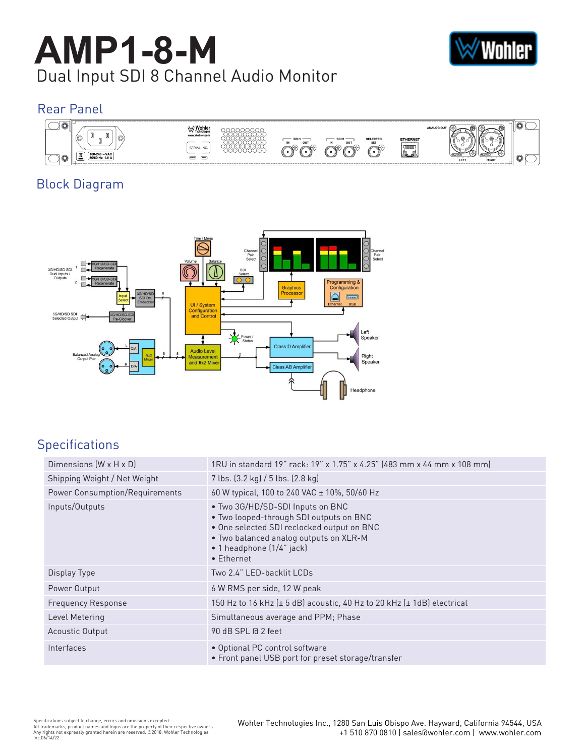# AMP1-8-M

Dual Input SDI 8 Channel Audio Monitor

## Rear Panel

## Block Diagram

## Specifications

| | |
|---|---|
| Dimensions (W x H x D) | 1RU in standard 19" rack: 19" x 1.75" x 4.25" (483 mm x 44 mm x 108 mm) |
| Shipping Weight / Net Weight | 7 lbs. (3.2 kg) / 5 lbs. (2.8 kg) |
| Power Consumption/Requirements | 60 W typical, 100 to 240 VAC ± 10%, 50/60 Hz |
| Inputs/Outputs | • Two 3G/HD/SD-SDI Inputs on BNC<br>• Two looped-through SDI outputs on BNC<br>• One selected SDI reclocked output on BNC<br>• Two balanced analog outputs on XLR-M<br>• 1 headphone (1/4" jack)<br>• Ethernet |
| Display Type | Two 2.4" LED-backlit LCDs |
| Power Output | 6 W RMS per side, 12 W peak |
| Frequency Response | 150 Hz to 16 kHz (± 5 dB) acoustic, 40 Hz to 20 kHz (± 1dB) electrical |
| Level Metering | Simultaneous average and PPM; Phase |
| Acoustic Output | 90 dB SPL @ 2 feet |
| Interfaces | • Optional PC control software<br>• Front panel USB port for preset storage/transfer |

Specifications subject to change, errors and omissions excepted.
All trademarks, product names and logos are the property of their respective owners.
Any rights not expressly granted herein are reserved. ©2018, Wohler Technologies Inc.06/14/22

Wohler Technologies Inc., 1280 San Luis Obispo Ave. Hayward, California 94544, USA
+1 510 870 0810 | sales@wohler.com | www.wohler.com